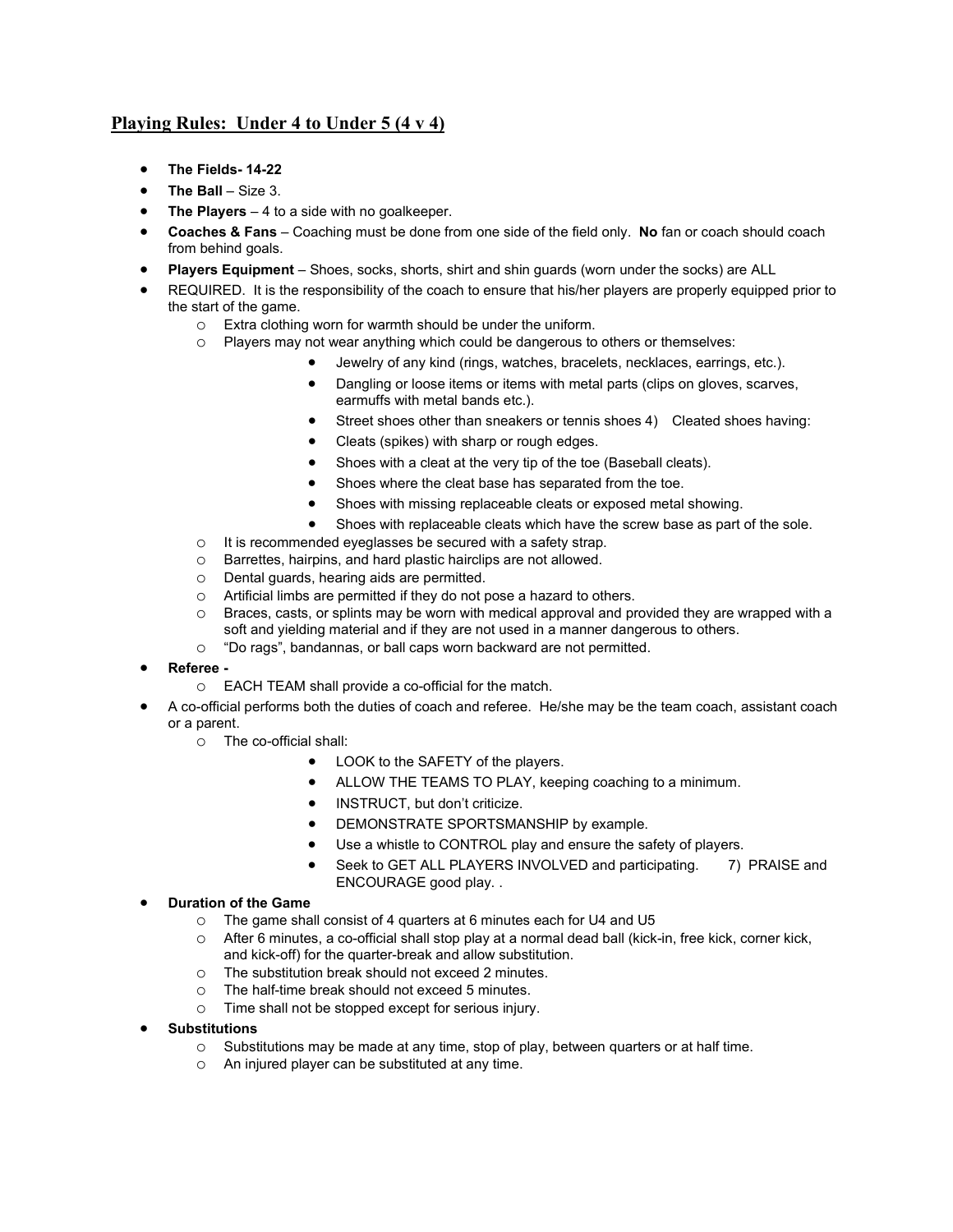## Playing Rules: Under 4 to Under 5 (4 v 4)

- **The Fields- 14-22**
- **The Ball** – Size 3.
- **The Players** – 4 to a side with no goalkeeper.
- **Coaches & Fans** – Coaching must be done from one side of the field only. **No** fan or coach should coach from behind goals.
- **Players Equipment** – Shoes, socks, shorts, shirt and shin guards (worn under the socks) are ALL
- REQUIRED. It is the responsibility of the coach to ensure that his/her players are properly equipped prior to the start of the game.
  - Extra clothing worn for warmth should be under the uniform.
  - Players may not wear anything which could be dangerous to others or themselves:
    - Jewelry of any kind (rings, watches, bracelets, necklaces, earrings, etc.).
    - Dangling or loose items or items with metal parts (clips on gloves, scarves, earmuffs with metal bands etc.).
    - Street shoes other than sneakers or tennis shoes 4) Cleated shoes having:
    - Cleats (spikes) with sharp or rough edges.
    - Shoes with a cleat at the very tip of the toe (Baseball cleats).
    - Shoes where the cleat base has separated from the toe.
    - Shoes with missing replaceable cleats or exposed metal showing.
    - Shoes with replaceable cleats which have the screw base as part of the sole.
  - It is recommended eyeglasses be secured with a safety strap.
  - Barrettes, hairpins, and hard plastic hairclips are not allowed.
  - Dental guards, hearing aids are permitted.
  - Artificial limbs are permitted if they do not pose a hazard to others.
  - Braces, casts, or splints may be worn with medical approval and provided they are wrapped with a soft and yielding material and if they are not used in a manner dangerous to others.
  - "Do rags", bandannas, or ball caps worn backward are not permitted.
- **Referee -**
  - EACH TEAM shall provide a co-official for the match.
- A co-official performs both the duties of coach and referee. He/she may be the team coach, assistant coach or a parent.
  - The co-official shall:
    - LOOK to the SAFETY of the players.
    - ALLOW THE TEAMS TO PLAY, keeping coaching to a minimum.
    - INSTRUCT, but don't criticize.
    - DEMONSTRATE SPORTSMANSHIP by example.
    - Use a whistle to CONTROL play and ensure the safety of players.
    - Seek to GET ALL PLAYERS INVOLVED and participating. 7) PRAISE and ENCOURAGE good play. .
- **Duration of the Game**
  - The game shall consist of 4 quarters at 6 minutes each for U4 and U5
  - After 6 minutes, a co-official shall stop play at a normal dead ball (kick-in, free kick, corner kick, and kick-off) for the quarter-break and allow substitution.
  - The substitution break should not exceed 2 minutes.
  - The half-time break should not exceed 5 minutes.
  - Time shall not be stopped except for serious injury.
- **Substitutions**
  - Substitutions may be made at any time, stop of play, between quarters or at half time.
  - An injured player can be substituted at any time.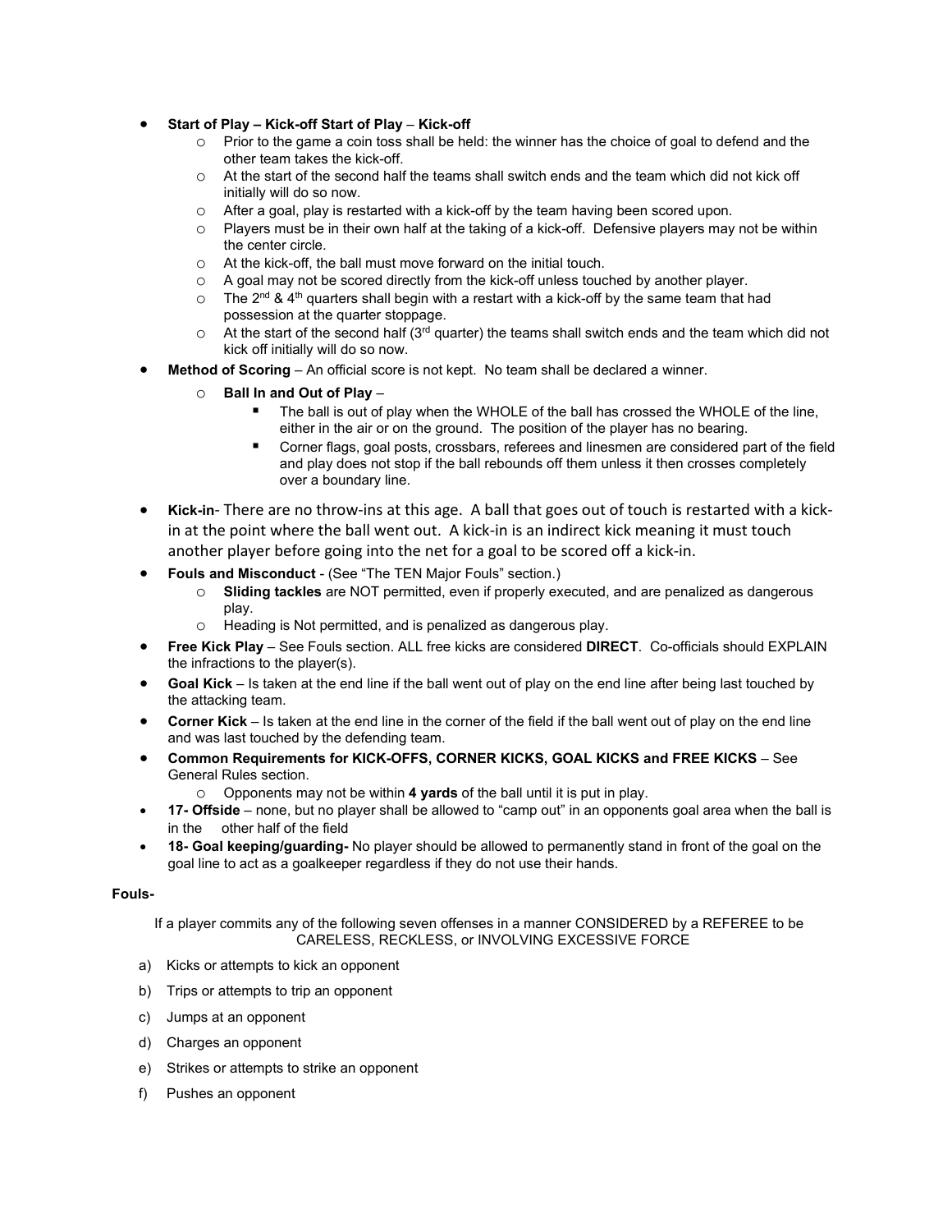- **Start of Play – Kick-off Start of Play** – **Kick-off**
  - Prior to the game a coin toss shall be held: the winner has the choice of goal to defend and the other team takes the kick-off.
  - At the start of the second half the teams shall switch ends and the team which did not kick off initially will do so now.
  - After a goal, play is restarted with a kick-off by the team having been scored upon.
  - Players must be in their own half at the taking of a kick-off. Defensive players may not be within the center circle.
  - At the kick-off, the ball must move forward on the initial touch.
  - A goal may not be scored directly from the kick-off unless touched by another player.
  - The 2nd & 4th quarters shall begin with a restart with a kick-off by the same team that had possession at the quarter stoppage.
  - At the start of the second half (3rd quarter) the teams shall switch ends and the team which did not kick off initially will do so now.
- **Method of Scoring** – An official score is not kept. No team shall be declared a winner.
  - **Ball In and Out of Play** –
    - The ball is out of play when the WHOLE of the ball has crossed the WHOLE of the line, either in the air or on the ground. The position of the player has no bearing.
    - Corner flags, goal posts, crossbars, referees and linesmen are considered part of the field and play does not stop if the ball rebounds off them unless it then crosses completely over a boundary line.
- **Kick-in**- There are no throw-ins at this age. A ball that goes out of touch is restarted with a kick-in at the point where the ball went out. A kick-in is an indirect kick meaning it must touch another player before going into the net for a goal to be scored off a kick-in.
- **Fouls and Misconduct** - (See "The TEN Major Fouls" section.)
  - **Sliding tackles** are NOT permitted, even if properly executed, and are penalized as dangerous play.
  - Heading is Not permitted, and is penalized as dangerous play.
- **Free Kick Play** – See Fouls section. ALL free kicks are considered **DIRECT**. Co-officials should EXPLAIN the infractions to the player(s).
- **Goal Kick** – Is taken at the end line if the ball went out of play on the end line after being last touched by the attacking team.
- **Corner Kick** – Is taken at the end line in the corner of the field if the ball went out of play on the end line and was last touched by the defending team.
- **Common Requirements for KICK-OFFS, CORNER KICKS, GOAL KICKS and FREE KICKS** – See General Rules section.
  - Opponents may not be within **4 yards** of the ball until it is put in play.
- **17- Offside** – none, but no player shall be allowed to "camp out" in an opponents goal area when the ball is in the other half of the field
- **18- Goal keeping/guarding-** No player should be allowed to permanently stand in front of the goal on the goal line to act as a goalkeeper regardless if they do not use their hands.

**Fouls-**

If a player commits any of the following seven offenses in a manner CONSIDERED by a REFEREE to be CARELESS, RECKLESS, or INVOLVING EXCESSIVE FORCE

a) Kicks or attempts to kick an opponent

b) Trips or attempts to trip an opponent

c) Jumps at an opponent

d) Charges an opponent

e) Strikes or attempts to strike an opponent

f) Pushes an opponent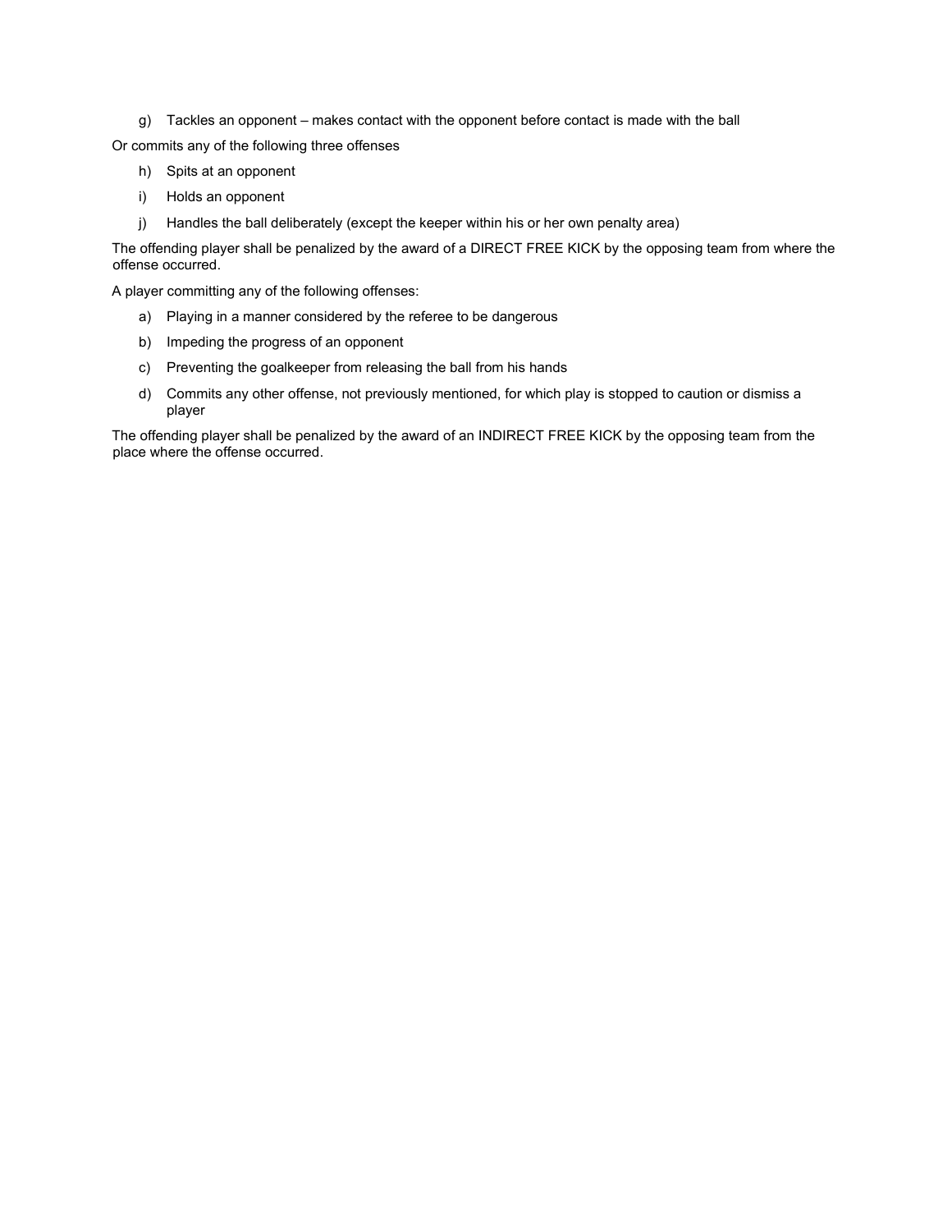g) Tackles an opponent – makes contact with the opponent before contact is made with the ball

Or commits any of the following three offenses

h) Spits at an opponent

i) Holds an opponent

j) Handles the ball deliberately (except the keeper within his or her own penalty area)

The offending player shall be penalized by the award of a DIRECT FREE KICK by the opposing team from where the offense occurred.

A player committing any of the following offenses:

a) Playing in a manner considered by the referee to be dangerous

b) Impeding the progress of an opponent

c) Preventing the goalkeeper from releasing the ball from his hands

d) Commits any other offense, not previously mentioned, for which play is stopped to caution or dismiss a player

The offending player shall be penalized by the award of an INDIRECT FREE KICK by the opposing team from the place where the offense occurred.